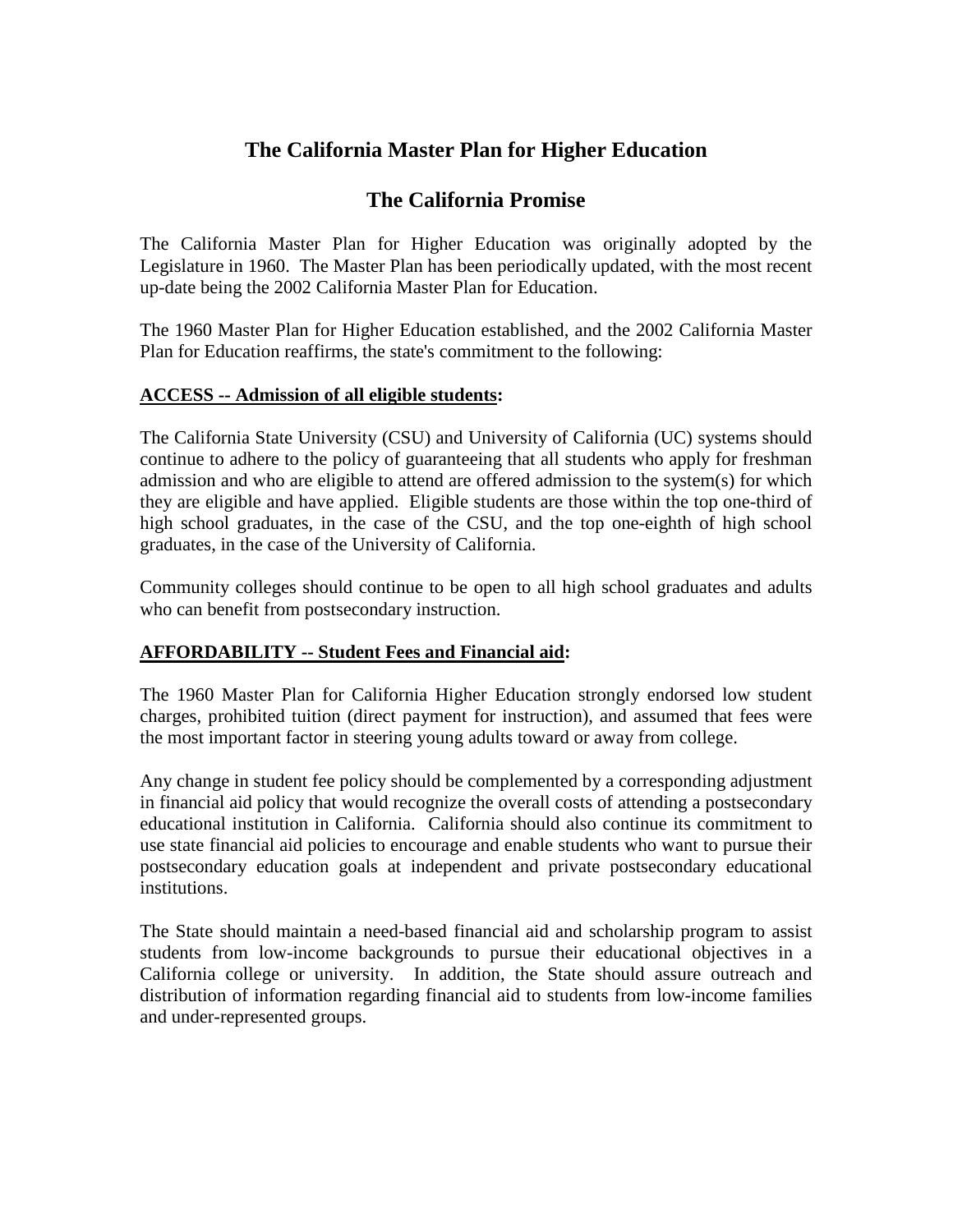# The California Master Plan for Higher Education

## The California Promise

The California Master Plan for Higher Education was originally adopted by the Legislature in 1960. The Master Plan has been periodically updated, with the most recent up-date being the 2002 California Master Plan for Education.

The 1960 Master Plan for Higher Education established, and the 2002 California Master Plan for Education reaffirms, the state's commitment to the following:

**ACCESS -- Admission of all eligible students:**

The California State University (CSU) and University of California (UC) systems should continue to adhere to the policy of guaranteeing that all students who apply for freshman admission and who are eligible to attend are offered admission to the system(s) for which they are eligible and have applied. Eligible students are those within the top one-third of high school graduates, in the case of the CSU, and the top one-eighth of high school graduates, in the case of the University of California.

Community colleges should continue to be open to all high school graduates and adults who can benefit from postsecondary instruction.

**AFFORDABILITY -- Student Fees and Financial aid:**

The 1960 Master Plan for California Higher Education strongly endorsed low student charges, prohibited tuition (direct payment for instruction), and assumed that fees were the most important factor in steering young adults toward or away from college.

Any change in student fee policy should be complemented by a corresponding adjustment in financial aid policy that would recognize the overall costs of attending a postsecondary educational institution in California. California should also continue its commitment to use state financial aid policies to encourage and enable students who want to pursue their postsecondary education goals at independent and private postsecondary educational institutions.

The State should maintain a need-based financial aid and scholarship program to assist students from low-income backgrounds to pursue their educational objectives in a California college or university. In addition, the State should assure outreach and distribution of information regarding financial aid to students from low-income families and under-represented groups.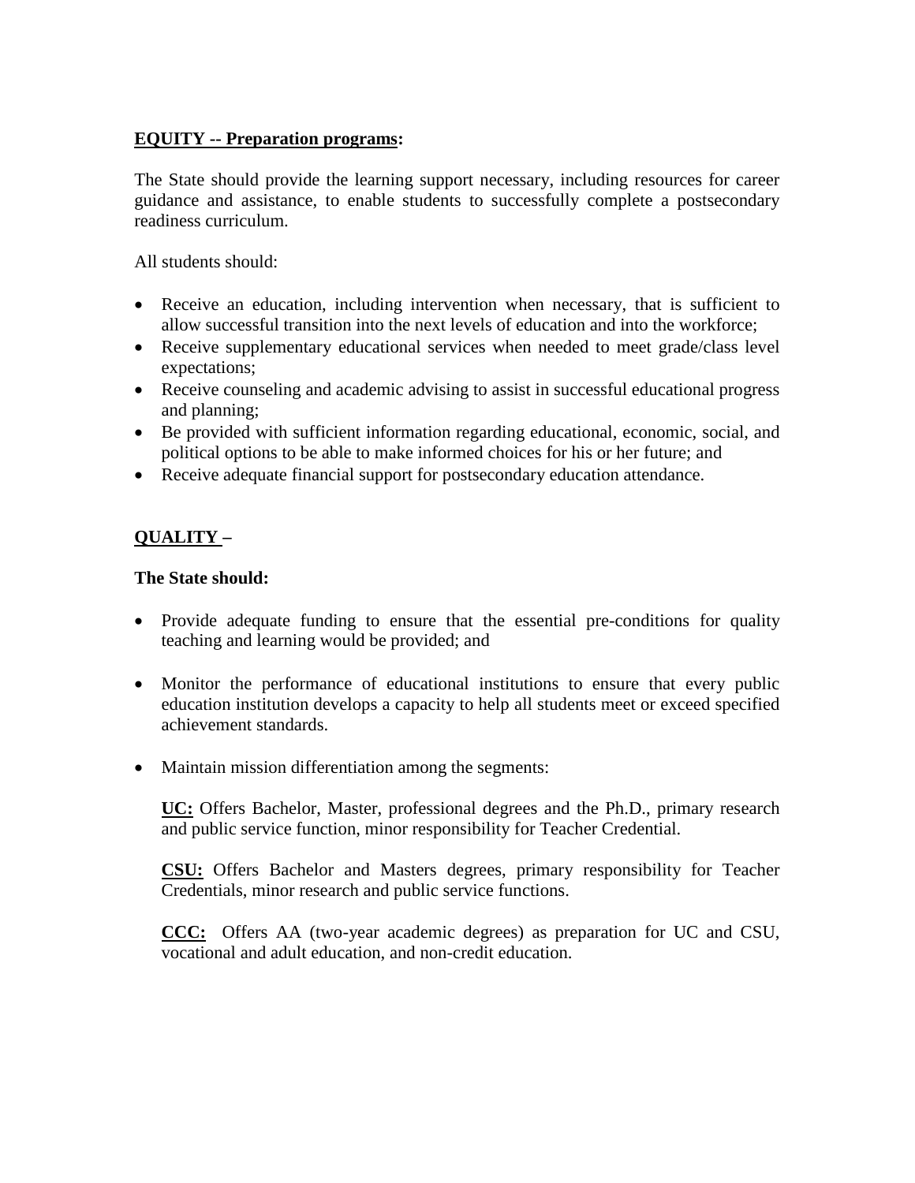**EQUITY -- Preparation programs:**

The State should provide the learning support necessary, including resources for career guidance and assistance, to enable students to successfully complete a postsecondary readiness curriculum.

All students should:

- Receive an education, including intervention when necessary, that is sufficient to allow successful transition into the next levels of education and into the workforce;
- Receive supplementary educational services when needed to meet grade/class level expectations;
- Receive counseling and academic advising to assist in successful educational progress and planning;
- Be provided with sufficient information regarding educational, economic, social, and political options to be able to make informed choices for his or her future; and
- Receive adequate financial support for postsecondary education attendance.

**QUALITY –**

**The State should:**

- Provide adequate funding to ensure that the essential pre-conditions for quality teaching and learning would be provided; and
- Monitor the performance of educational institutions to ensure that every public education institution develops a capacity to help all students meet or exceed specified achievement standards.
- Maintain mission differentiation among the segments:

  **UC:** Offers Bachelor, Master, professional degrees and the Ph.D., primary research and public service function, minor responsibility for Teacher Credential.

  **CSU:** Offers Bachelor and Masters degrees, primary responsibility for Teacher Credentials, minor research and public service functions.

  **CCC:** Offers AA (two-year academic degrees) as preparation for UC and CSU, vocational and adult education, and non-credit education.